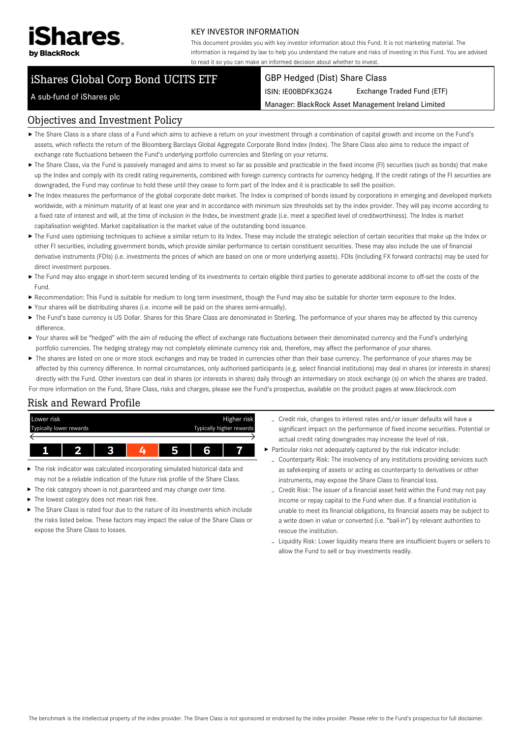**iShares by BlackRock**

## KEY INVESTOR INFORMATION

This document provides you with key investor information about this Fund. It is not marketing material. The information is required by law to help you understand the nature and risks of investing in this Fund. You are advised to read it so you can make an informed decision about whether to invest.

# iShares Global Corp Bond UCITS ETF

A sub-fund of iShares plc

**GBP Hedged (Dist) Share Class**

ISIN: IE00BDFK3G24 | Exchange Traded Fund (ETF)

Manager: BlackRock Asset Management Ireland Limited

## Objectives and Investment Policy

- The Share Class is a share class of a Fund which aims to achieve a return on your investment through a combination of capital growth and income on the Fund's assets, which reflects the return of the Bloomberg Barclays Global Aggregate Corporate Bond Index (Index). The Share Class also aims to reduce the impact of exchange rate fluctuations between the Fund's underlying portfolio currencies and Sterling on your returns.
- The Share Class, via the Fund is passively managed and aims to invest so far as possible and practicable in the fixed income (FI) securities (such as bonds) that make up the Index and comply with its credit rating requirements, combined with foreign currency contracts for currency hedging. If the credit ratings of the FI securities are downgraded, the Fund may continue to hold these until they cease to form part of the Index and it is practicable to sell the position.
- The Index measures the performance of the global corporate debt market. The Index is comprised of bonds issued by corporations in emerging and developed markets worldwide, with a minimum maturity of at least one year and in accordance with minimum size thresholds set by the index provider. They will pay income according to a fixed rate of interest and will, at the time of inclusion in the Index, be investment grade (i.e. meet a specified level of creditworthiness). The Index is market capitalisation weighted. Market capitalisation is the market value of the outstanding bond issuance.
- The Fund uses optimising techniques to achieve a similar return to its Index. These may include the strategic selection of certain securities that make up the Index or other FI securities, including government bonds, which provide similar performance to certain constituent securities. These may also include the use of financial derivative instruments (FDIs) (i.e. investments the prices of which are based on one or more underlying assets). FDIs (including FX forward contracts) may be used for direct investment purposes.
- The Fund may also engage in short-term secured lending of its investments to certain eligible third parties to generate additional income to off-set the costs of the Fund.
- Recommendation: This Fund is suitable for medium to long term investment, though the Fund may also be suitable for shorter term exposure to the Index.
- Your shares will be distributing shares (i.e. income will be paid on the shares semi-annually).
- The Fund's base currency is US Dollar. Shares for this Share Class are denominated in Sterling. The performance of your shares may be affected by this currency difference.
- Your shares will be "hedged" with the aim of reducing the effect of exchange rate fluctuations between their denominated currency and the Fund's underlying portfolio currencies. The hedging strategy may not completely eliminate currency risk and, therefore, may affect the performance of your shares.
- The shares are listed on one or more stock exchanges and may be traded in currencies other than their base currency. The performance of your shares may be affected by this currency difference. In normal circumstances, only authorised participants (e.g. select financial institutions) may deal in shares (or interests in shares) directly with the Fund. Other investors can deal in shares (or interests in shares) daily through an intermediary on stock exchange (s) on which the shares are traded.

For more information on the Fund, Share Class, risks and charges, please see the Fund's prospectus, available on the product pages at www.blackrock.com

## Risk and Reward Profile

| Lower risk | | | | | | Higher risk |
|---|---|---|---|---|---|---|
| Typically lower rewards | | | | | | Typically higher rewards |
| 1 | 2 | 3 | **4** | 5 | 6 | 7 |

- The risk indicator was calculated incorporating simulated historical data and may not be a reliable indication of the future risk profile of the Share Class.
- The risk category shown is not guaranteed and may change over time.
- The lowest category does not mean risk free.
- The Share Class is rated four due to the nature of its investments which include the risks listed below. These factors may impact the value of the Share Class or expose the Share Class to losses.
  - Credit risk, changes to interest rates and/or issuer defaults will have a significant impact on the performance of fixed income securities. Potential or actual credit rating downgrades may increase the level of risk.
- Particular risks not adequately captured by the risk indicator include:
  - Counterparty Risk: The insolvency of any institutions providing services such as safekeeping of assets or acting as counterparty to derivatives or other instruments, may expose the Share Class to financial loss.
  - Credit Risk: The issuer of a financial asset held within the Fund may not pay income or repay capital to the Fund when due. If a financial institution is unable to meet its financial obligations, its financial assets may be subject to a write down in value or converted (i.e. "bail-in") by relevant authorities to rescue the institution.
  - Liquidity Risk: Lower liquidity means there are insufficient buyers or sellers to allow the Fund to sell or buy investments readily.

The benchmark is the intellectual property of the index provider. The Share Class is not sponsored or endorsed by the index provider. Please refer to the Fund's prospectus for full disclaimer.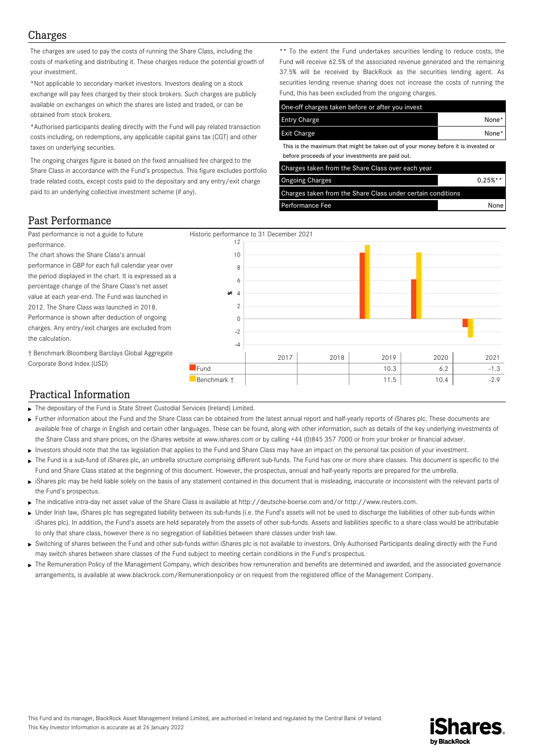## Charges

The charges are used to pay the costs of running the Share Class, including the costs of marketing and distributing it. These charges reduce the potential growth of your investment.

*Not applicable to secondary market investors. Investors dealing on a stock exchange will pay fees charged by their stock brokers. Such charges are publicly available on exchanges on which the shares are listed and traded, or can be obtained from stock brokers.

*Authorised participants dealing directly with the Fund will pay related transaction costs including, on redemptions, any applicable capital gains tax (CGT) and other taxes on underlying securities.

The ongoing charges figure is based on the fixed annualised fee charged to the Share Class in accordance with the Fund's prospectus. This figure excludes portfolio trade related costs, except costs paid to the depositary and any entry/exit charge paid to an underlying collective investment scheme (if any).

** To the extent the Fund undertakes securities lending to reduce costs, the Fund will receive 62.5% of the associated revenue generated and the remaining 37.5% will be received by BlackRock as the securities lending agent. As securities lending revenue sharing does not increase the costs of running the Fund, this has been excluded from the ongoing charges.

| One-off charges taken before or after you invest | |
|---|---|
| Entry Charge | None* |
| Exit Charge | None* |

This is the maximum that might be taken out of your money before it is invested or before proceeds of your investments are paid out.

| Charges taken from the Share Class over each year | |
|---|---|
| Ongoing Charges | 0.25%** |
| **Charges taken from the Share Class under certain conditions** | |
| Performance Fee | None |

## Past Performance

Past performance is not a guide to future performance.

The chart shows the Share Class's annual performance in GBP for each full calendar year over the period displayed in the chart. It is expressed as a percentage change of the Share Class's net asset value at each year-end. The Fund was launched in 2012. The Share Class was launched in 2018.

Performance is shown after deduction of ongoing charges. Any entry/exit charges are excluded from the calculation.

† Benchmark:Bloomberg Barclays Global Aggregate Corporate Bond Index (USD)

Historic performance to 31 December 2021

| | 2017 | 2018 | 2019 | 2020 | 2021 |
|---|---|---|---|---|---|
| Fund | | | 10.3 | 6.2 | -1.3 |
| Benchmark † | | | 11.5 | 10.4 | -2.9 |

## Practical Information

- The depositary of the Fund is State Street Custodial Services (Ireland) Limited.
- Further information about the Fund and the Share Class can be obtained from the latest annual report and half-yearly reports of iShares plc. These documents are available free of charge in English and certain other languages. These can be found, along with other information, such as details of the key underlying investments of the Share Class and share prices, on the iShares website at www.ishares.com or by calling +44 (0)845 357 7000 or from your broker or financial adviser.
- Investors should note that the tax legislation that applies to the Fund and Share Class may have an impact on the personal tax position of your investment.
- The Fund is a sub-fund of iShares plc, an umbrella structure comprising different sub-funds. The Fund has one or more share classes. This document is specific to the Fund and Share Class stated at the beginning of this document. However, the prospectus, annual and half-yearly reports are prepared for the umbrella.
- iShares plc may be held liable solely on the basis of any statement contained in this document that is misleading, inaccurate or inconsistent with the relevant parts of the Fund's prospectus.
- The indicative intra-day net asset value of the Share Class is available at http://deutsche-boerse.com and/or http://www.reuters.com.
- Under Irish law, iShares plc has segregated liability between its sub-funds (i.e. the Fund's assets will not be used to discharge the liabilities of other sub-funds within iShares plc). In addition, the Fund's assets are held separately from the assets of other sub-funds. Assets and liabilities specific to a share class would be attributable to only that share class, however there is no segregation of liabilities between share classes under Irish law.
- Switching of shares between the Fund and other sub-funds within iShares plc is not available to investors. Only Authorised Participants dealing directly with the Fund may switch shares between share classes of the Fund subject to meeting certain conditions in the Fund's prospectus.
- The Remuneration Policy of the Management Company, which describes how remuneration and benefits are determined and awarded, and the associated governance arrangements, is available at www.blackrock.com/Remunerationpolicy or on request from the registered office of the Management Company.

This Fund and its manager, BlackRock Asset Management Ireland Limited, are authorised in Ireland and regulated by the Central Bank of Ireland.
This Key Investor Information is accurate as at 26 January 2022